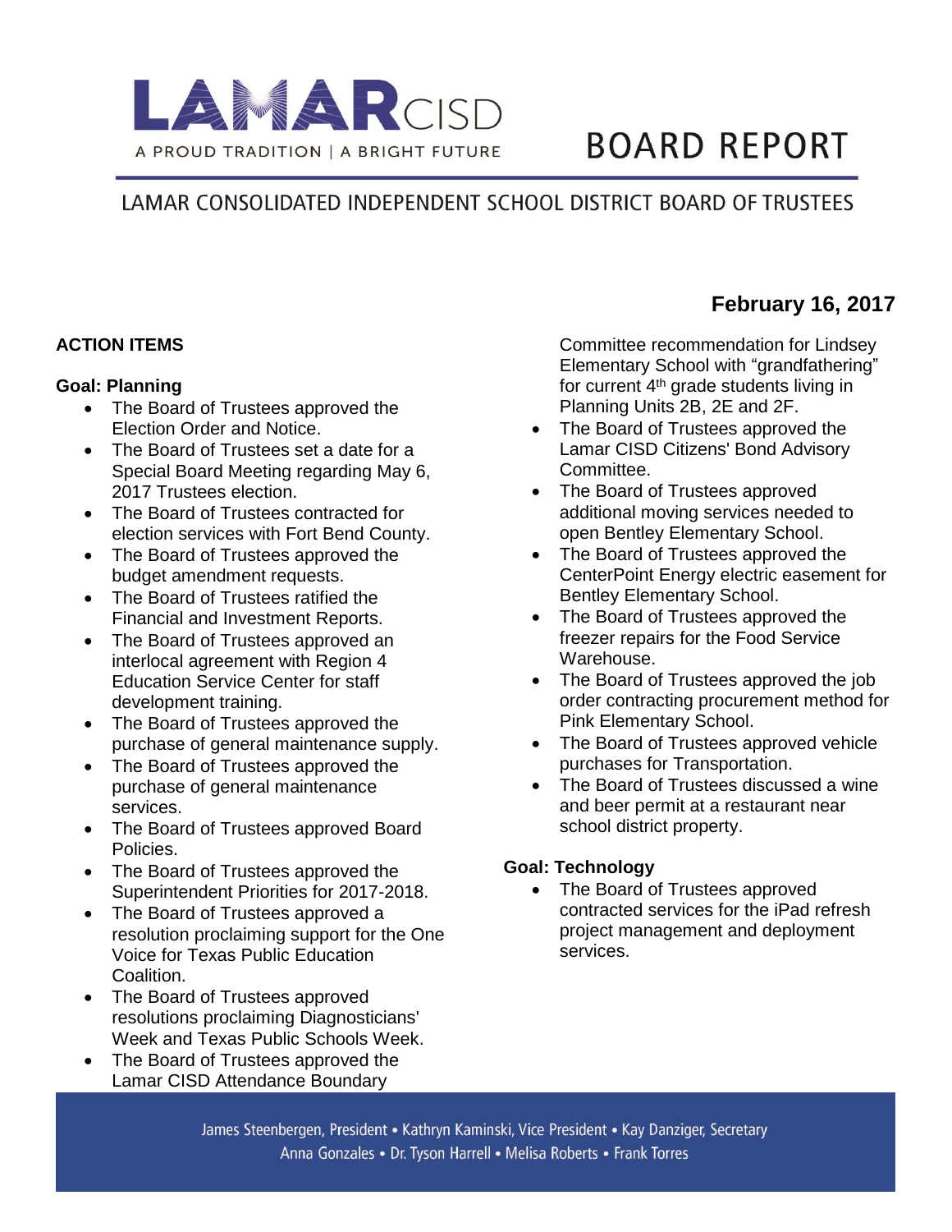# LAMAR CISD

A PROUD TRADITION | A BRIGHT FUTURE

# BOARD REPORT

## LAMAR CONSOLIDATED INDEPENDENT SCHOOL DISTRICT BOARD OF TRUSTEES

**February 16, 2017**

**ACTION ITEMS**

**Goal: Planning**

- The Board of Trustees approved the Election Order and Notice.
- The Board of Trustees set a date for a Special Board Meeting regarding May 6, 2017 Trustees election.
- The Board of Trustees contracted for election services with Fort Bend County.
- The Board of Trustees approved the budget amendment requests.
- The Board of Trustees ratified the Financial and Investment Reports.
- The Board of Trustees approved an interlocal agreement with Region 4 Education Service Center for staff development training.
- The Board of Trustees approved the purchase of general maintenance supply.
- The Board of Trustees approved the purchase of general maintenance services.
- The Board of Trustees approved Board Policies.
- The Board of Trustees approved the Superintendent Priorities for 2017-2018.
- The Board of Trustees approved a resolution proclaiming support for the One Voice for Texas Public Education Coalition.
- The Board of Trustees approved resolutions proclaiming Diagnosticians' Week and Texas Public Schools Week.
- The Board of Trustees approved the Lamar CISD Attendance Boundary Committee recommendation for Lindsey Elementary School with "grandfathering" for current 4th grade students living in Planning Units 2B, 2E and 2F.
- The Board of Trustees approved the Lamar CISD Citizens' Bond Advisory Committee.
- The Board of Trustees approved additional moving services needed to open Bentley Elementary School.
- The Board of Trustees approved the CenterPoint Energy electric easement for Bentley Elementary School.
- The Board of Trustees approved the freezer repairs for the Food Service Warehouse.
- The Board of Trustees approved the job order contracting procurement method for Pink Elementary School.
- The Board of Trustees approved vehicle purchases for Transportation.
- The Board of Trustees discussed a wine and beer permit at a restaurant near school district property.

**Goal: Technology**

- The Board of Trustees approved contracted services for the iPad refresh project management and deployment services.

James Steenbergen, President • Kathryn Kaminski, Vice President • Kay Danziger, Secretary
Anna Gonzales • Dr. Tyson Harrell • Melisa Roberts • Frank Torres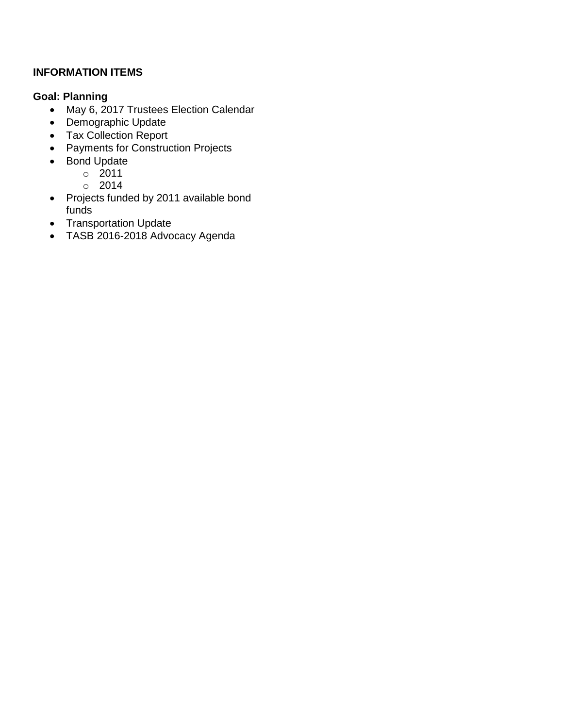**INFORMATION ITEMS**

**Goal: Planning**

- May 6, 2017 Trustees Election Calendar
- Demographic Update
- Tax Collection Report
- Payments for Construction Projects
- Bond Update
  - 2011
  - 2014
- Projects funded by 2011 available bond funds
- Transportation Update
- TASB 2016-2018 Advocacy Agenda